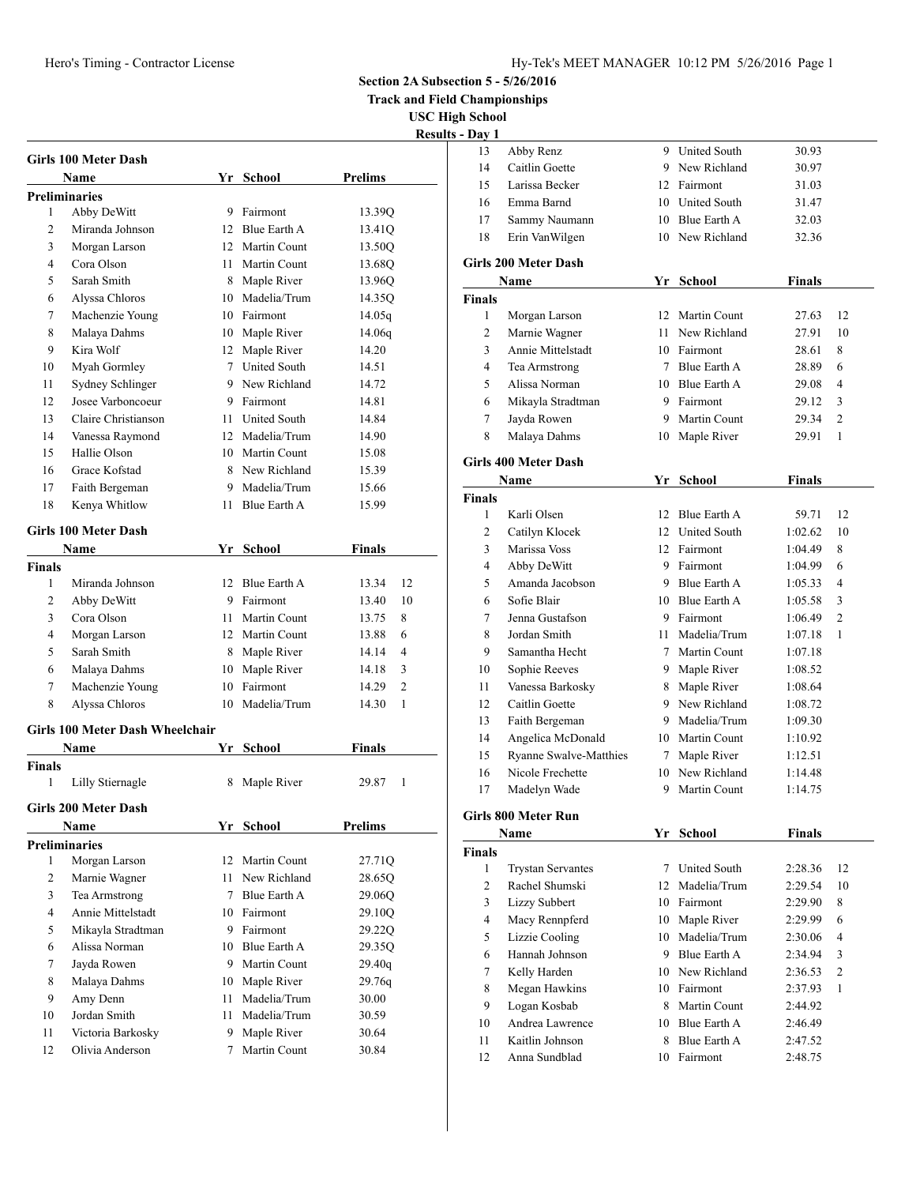## Section 2A Subsection 5 - 5/26/2016

**Track and Field Championships**

**USC High School**

**Results - Day 1**

### Girls 100 Meter Dash

| | Name | Yr | School | Prelims |
|---|---|---|---|---|
| **Preliminaries** | | | | |
| 1 | Abby DeWitt | 9 | Fairmont | 13.39Q |
| 2 | Miranda Johnson | 12 | Blue Earth A | 13.41Q |
| 3 | Morgan Larson | 12 | Martin Count | 13.50Q |
| 4 | Cora Olson | 11 | Martin Count | 13.68Q |
| 5 | Sarah Smith | 8 | Maple River | 13.96Q |
| 6 | Alyssa Chloros | 10 | Madelia/Trum | 14.35Q |
| 7 | Machenzie Young | 10 | Fairmont | 14.05q |
| 8 | Malaya Dahms | 10 | Maple River | 14.06q |
| 9 | Kira Wolf | 12 | Maple River | 14.20 |
| 10 | Myah Gormley | 7 | United South | 14.51 |
| 11 | Sydney Schlinger | 9 | New Richland | 14.72 |
| 12 | Josee Varboncoeur | 9 | Fairmont | 14.81 |
| 13 | Claire Christianson | 11 | United South | 14.84 |
| 14 | Vanessa Raymond | 12 | Madelia/Trum | 14.90 |
| 15 | Hallie Olson | 10 | Martin Count | 15.08 |
| 16 | Grace Kofstad | 8 | New Richland | 15.39 |
| 17 | Faith Bergeman | 9 | Madelia/Trum | 15.66 |
| 18 | Kenya Whitlow | 11 | Blue Earth A | 15.99 |

### Girls 100 Meter Dash

| | Name | Yr | School | Finals | |
|---|---|---|---|---|---|
| **Finals** | | | | | |
| 1 | Miranda Johnson | 12 | Blue Earth A | 13.34 | 12 |
| 2 | Abby DeWitt | 9 | Fairmont | 13.40 | 10 |
| 3 | Cora Olson | 11 | Martin Count | 13.75 | 8 |
| 4 | Morgan Larson | 12 | Martin Count | 13.88 | 6 |
| 5 | Sarah Smith | 8 | Maple River | 14.14 | 4 |
| 6 | Malaya Dahms | 10 | Maple River | 14.18 | 3 |
| 7 | Machenzie Young | 10 | Fairmont | 14.29 | 2 |
| 8 | Alyssa Chloros | 10 | Madelia/Trum | 14.30 | 1 |

### Girls 100 Meter Dash Wheelchair

| | Name | Yr | School | Finals | |
|---|---|---|---|---|---|
| **Finals** | | | | | |
| 1 | Lilly Stiernagle | 8 | Maple River | 29.87 | 1 |

### Girls 200 Meter Dash

| | Name | Yr | School | Prelims |
|---|---|---|---|---|
| **Preliminaries** | | | | |
| 1 | Morgan Larson | 12 | Martin Count | 27.71Q |
| 2 | Marnie Wagner | 11 | New Richland | 28.65Q |
| 3 | Tea Armstrong | 7 | Blue Earth A | 29.06Q |
| 4 | Annie Mittelstadt | 10 | Fairmont | 29.10Q |
| 5 | Mikayla Stradtman | 9 | Fairmont | 29.22Q |
| 6 | Alissa Norman | 10 | Blue Earth A | 29.35Q |
| 7 | Jayda Rowen | 9 | Martin Count | 29.40q |
| 8 | Malaya Dahms | 10 | Maple River | 29.76q |
| 9 | Amy Denn | 11 | Madelia/Trum | 30.00 |
| 10 | Jordan Smith | 11 | Madelia/Trum | 30.59 |
| 11 | Victoria Barkosky | 9 | Maple River | 30.64 |
| 12 | Olivia Anderson | 7 | Martin Count | 30.84 |
| 13 | Abby Renz | 9 | United South | 30.93 |
| 14 | Caitlin Goette | 9 | New Richland | 30.97 |
| 15 | Larissa Becker | 12 | Fairmont | 31.03 |
| 16 | Emma Barnd | 10 | United South | 31.47 |
| 17 | Sammy Naumann | 10 | Blue Earth A | 32.03 |
| 18 | Erin VanWilgen | 10 | New Richland | 32.36 |

### Girls 200 Meter Dash

| | Name | Yr | School | Finals | |
|---|---|---|---|---|---|
| **Finals** | | | | | |
| 1 | Morgan Larson | 12 | Martin Count | 27.63 | 12 |
| 2 | Marnie Wagner | 11 | New Richland | 27.91 | 10 |
| 3 | Annie Mittelstadt | 10 | Fairmont | 28.61 | 8 |
| 4 | Tea Armstrong | 7 | Blue Earth A | 28.89 | 6 |
| 5 | Alissa Norman | 10 | Blue Earth A | 29.08 | 4 |
| 6 | Mikayla Stradtman | 9 | Fairmont | 29.12 | 3 |
| 7 | Jayda Rowen | 9 | Martin Count | 29.34 | 2 |
| 8 | Malaya Dahms | 10 | Maple River | 29.91 | 1 |

### Girls 400 Meter Dash

| | Name | Yr | School | Finals | |
|---|---|---|---|---|---|
| **Finals** | | | | | |
| 1 | Karli Olsen | 12 | Blue Earth A | 59.71 | 12 |
| 2 | Catilyn Klocek | 12 | United South | 1:02.62 | 10 |
| 3 | Marissa Voss | 12 | Fairmont | 1:04.49 | 8 |
| 4 | Abby DeWitt | 9 | Fairmont | 1:04.99 | 6 |
| 5 | Amanda Jacobson | 9 | Blue Earth A | 1:05.33 | 4 |
| 6 | Sofie Blair | 10 | Blue Earth A | 1:05.58 | 3 |
| 7 | Jenna Gustafson | 9 | Fairmont | 1:06.49 | 2 |
| 8 | Jordan Smith | 11 | Madelia/Trum | 1:07.18 | 1 |
| 9 | Samantha Hecht | 7 | Martin Count | 1:07.18 | |
| 10 | Sophie Reeves | 9 | Maple River | 1:08.52 | |
| 11 | Vanessa Barkosky | 8 | Maple River | 1:08.64 | |
| 12 | Caitlin Goette | 9 | New Richland | 1:08.72 | |
| 13 | Faith Bergeman | 9 | Madelia/Trum | 1:09.30 | |
| 14 | Angelica McDonald | 10 | Martin Count | 1:10.92 | |
| 15 | Ryanne Swalve-Matthies | 7 | Maple River | 1:12.51 | |
| 16 | Nicole Frechette | 10 | New Richland | 1:14.48 | |
| 17 | Madelyn Wade | 9 | Martin Count | 1:14.75 | |

### Girls 800 Meter Run

| | Name | Yr | School | Finals | |
|---|---|---|---|---|---|
| **Finals** | | | | | |
| 1 | Trystan Servantes | 7 | United South | 2:28.36 | 12 |
| 2 | Rachel Shumski | 12 | Madelia/Trum | 2:29.54 | 10 |
| 3 | Lizzy Subbert | 10 | Fairmont | 2:29.90 | 8 |
| 4 | Macy Rennpferd | 10 | Maple River | 2:29.99 | 6 |
| 5 | Lizzie Cooling | 10 | Madelia/Trum | 2:30.06 | 4 |
| 6 | Hannah Johnson | 9 | Blue Earth A | 2:34.94 | 3 |
| 7 | Kelly Harden | 10 | New Richland | 2:36.53 | 2 |
| 8 | Megan Hawkins | 10 | Fairmont | 2:37.93 | 1 |
| 9 | Logan Kosbab | 8 | Martin Count | 2:44.92 | |
| 10 | Andrea Lawrence | 10 | Blue Earth A | 2:46.49 | |
| 11 | Kaitlin Johnson | 8 | Blue Earth A | 2:47.52 | |
| 12 | Anna Sundblad | 10 | Fairmont | 2:48.75 | |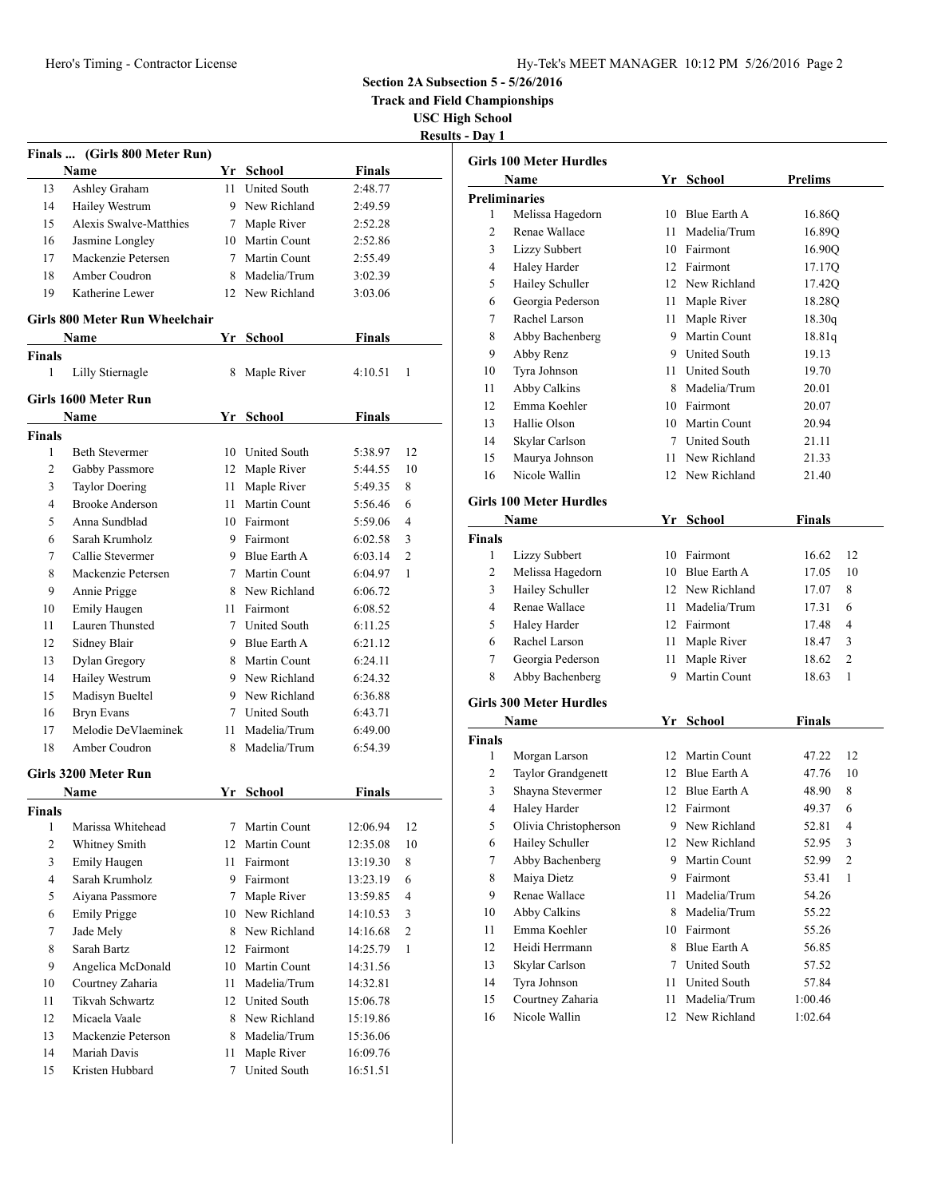Section 2A Subsection 5 - 5/26/2016

Track and Field Championships

USC High School

Results - Day 1

### Finals ... (Girls 800 Meter Run)

| | Name | Yr | School | Finals |
|---|---|---|---|---|
| 13 | Ashley Graham | 11 | United South | 2:48.77 |
| 14 | Hailey Westrum | 9 | New Richland | 2:49.59 |
| 15 | Alexis Swalve-Matthies | 7 | Maple River | 2:52.28 |
| 16 | Jasmine Longley | 10 | Martin Count | 2:52.86 |
| 17 | Mackenzie Petersen | 7 | Martin Count | 2:55.49 |
| 18 | Amber Coudron | 8 | Madelia/Trum | 3:02.39 |
| 19 | Katherine Lewer | 12 | New Richland | 3:03.06 |

### Girls 800 Meter Run Wheelchair

| | Name | Yr | School | Finals | |
|---|---|---|---|---|---|
| **Finals** | | | | | |
| 1 | Lilly Stiernagle | 8 | Maple River | 4:10.51 | 1 |

### Girls 1600 Meter Run

| | Name | Yr | School | Finals | |
|---|---|---|---|---|---|
| **Finals** | | | | | |
| 1 | Beth Stevermer | 10 | United South | 5:38.97 | 12 |
| 2 | Gabby Passmore | 12 | Maple River | 5:44.55 | 10 |
| 3 | Taylor Doering | 11 | Maple River | 5:49.35 | 8 |
| 4 | Brooke Anderson | 11 | Martin Count | 5:56.46 | 6 |
| 5 | Anna Sundblad | 10 | Fairmont | 5:59.06 | 4 |
| 6 | Sarah Krumholz | 9 | Fairmont | 6:02.58 | 3 |
| 7 | Callie Stevermer | 9 | Blue Earth A | 6:03.14 | 2 |
| 8 | Mackenzie Petersen | 7 | Martin Count | 6:04.97 | 1 |
| 9 | Annie Prigge | 8 | New Richland | 6:06.72 | |
| 10 | Emily Haugen | 11 | Fairmont | 6:08.52 | |
| 11 | Lauren Thunsted | 7 | United South | 6:11.25 | |
| 12 | Sidney Blair | 9 | Blue Earth A | 6:21.12 | |
| 13 | Dylan Gregory | 8 | Martin Count | 6:24.11 | |
| 14 | Hailey Westrum | 9 | New Richland | 6:24.32 | |
| 15 | Madisyn Bueltel | 9 | New Richland | 6:36.88 | |
| 16 | Bryn Evans | 7 | United South | 6:43.71 | |
| 17 | Melodie DeVlaeminek | 11 | Madelia/Trum | 6:49.00 | |
| 18 | Amber Coudron | 8 | Madelia/Trum | 6:54.39 | |

### Girls 3200 Meter Run

| | Name | Yr | School | Finals | |
|---|---|---|---|---|---|
| **Finals** | | | | | |
| 1 | Marissa Whitehead | 7 | Martin Count | 12:06.94 | 12 |
| 2 | Whitney Smith | 12 | Martin Count | 12:35.08 | 10 |
| 3 | Emily Haugen | 11 | Fairmont | 13:19.30 | 8 |
| 4 | Sarah Krumholz | 9 | Fairmont | 13:23.19 | 6 |
| 5 | Aiyana Passmore | 7 | Maple River | 13:59.85 | 4 |
| 6 | Emily Prigge | 10 | New Richland | 14:10.53 | 3 |
| 7 | Jade Mely | 8 | New Richland | 14:16.68 | 2 |
| 8 | Sarah Bartz | 12 | Fairmont | 14:25.79 | 1 |
| 9 | Angelica McDonald | 10 | Martin Count | 14:31.56 | |
| 10 | Courtney Zaharia | 11 | Madelia/Trum | 14:32.81 | |
| 11 | Tikvah Schwartz | 12 | United South | 15:06.78 | |
| 12 | Micaela Vaale | 8 | New Richland | 15:19.86 | |
| 13 | Mackenzie Peterson | 8 | Madelia/Trum | 15:36.06 | |
| 14 | Mariah Davis | 11 | Maple River | 16:09.76 | |
| 15 | Kristen Hubbard | 7 | United South | 16:51.51 | |

### Girls 100 Meter Hurdles

| | Name | Yr | School | Prelims |
|---|---|---|---|---|
| **Preliminaries** | | | | |
| 1 | Melissa Hagedorn | 10 | Blue Earth A | 16.86Q |
| 2 | Renae Wallace | 11 | Madelia/Trum | 16.89Q |
| 3 | Lizzy Subbert | 10 | Fairmont | 16.90Q |
| 4 | Haley Harder | 12 | Fairmont | 17.17Q |
| 5 | Hailey Schuller | 12 | New Richland | 17.42Q |
| 6 | Georgia Pederson | 11 | Maple River | 18.28Q |
| 7 | Rachel Larson | 11 | Maple River | 18.30q |
| 8 | Abby Bachenberg | 9 | Martin Count | 18.81q |
| 9 | Abby Renz | 9 | United South | 19.13 |
| 10 | Tyra Johnson | 11 | United South | 19.70 |
| 11 | Abby Calkins | 8 | Madelia/Trum | 20.01 |
| 12 | Emma Koehler | 10 | Fairmont | 20.07 |
| 13 | Hallie Olson | 10 | Martin Count | 20.94 |
| 14 | Skylar Carlson | 7 | United South | 21.11 |
| 15 | Maurya Johnson | 11 | New Richland | 21.33 |
| 16 | Nicole Wallin | 12 | New Richland | 21.40 |

### Girls 100 Meter Hurdles

| | Name | Yr | School | Finals | |
|---|---|---|---|---|---|
| **Finals** | | | | | |
| 1 | Lizzy Subbert | 10 | Fairmont | 16.62 | 12 |
| 2 | Melissa Hagedorn | 10 | Blue Earth A | 17.05 | 10 |
| 3 | Hailey Schuller | 12 | New Richland | 17.07 | 8 |
| 4 | Renae Wallace | 11 | Madelia/Trum | 17.31 | 6 |
| 5 | Haley Harder | 12 | Fairmont | 17.48 | 4 |
| 6 | Rachel Larson | 11 | Maple River | 18.47 | 3 |
| 7 | Georgia Pederson | 11 | Maple River | 18.62 | 2 |
| 8 | Abby Bachenberg | 9 | Martin Count | 18.63 | 1 |

### Girls 300 Meter Hurdles

| | Name | Yr | School | Finals | |
|---|---|---|---|---|---|
| **Finals** | | | | | |
| 1 | Morgan Larson | 12 | Martin Count | 47.22 | 12 |
| 2 | Taylor Grandgenett | 12 | Blue Earth A | 47.76 | 10 |
| 3 | Shayna Stevermer | 12 | Blue Earth A | 48.90 | 8 |
| 4 | Haley Harder | 12 | Fairmont | 49.37 | 6 |
| 5 | Olivia Christopherson | 9 | New Richland | 52.81 | 4 |
| 6 | Hailey Schuller | 12 | New Richland | 52.95 | 3 |
| 7 | Abby Bachenberg | 9 | Martin Count | 52.99 | 2 |
| 8 | Maiya Dietz | 9 | Fairmont | 53.41 | 1 |
| 9 | Renae Wallace | 11 | Madelia/Trum | 54.26 | |
| 10 | Abby Calkins | 8 | Madelia/Trum | 55.22 | |
| 11 | Emma Koehler | 10 | Fairmont | 55.26 | |
| 12 | Heidi Herrmann | 8 | Blue Earth A | 56.85 | |
| 13 | Skylar Carlson | 7 | United South | 57.52 | |
| 14 | Tyra Johnson | 11 | United South | 57.84 | |
| 15 | Courtney Zaharia | 11 | Madelia/Trum | 1:00.46 | |
| 16 | Nicole Wallin | 12 | New Richland | 1:02.64 | |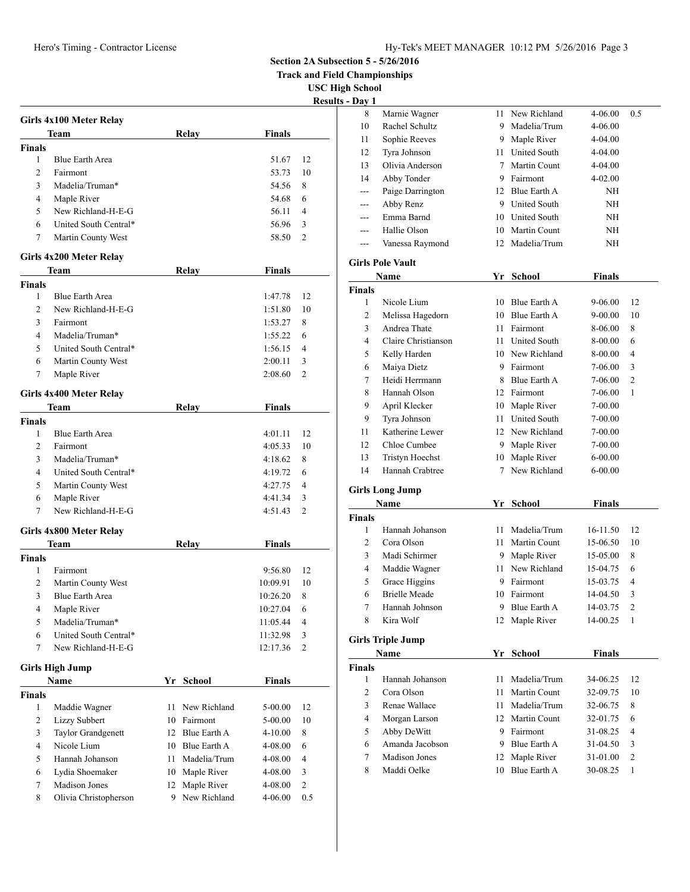**Section 2A Subsection 5 - 5/26/2016**

**Track and Field Championships**

**USC High School**

**Results - Day 1**

### Girls 4x100 Meter Relay

| | Team | Relay | Finals | |
|---|---|---|---|---|
| **Finals** | | | | |
| 1 | Blue Earth Area | | 51.67 | 12 |
| 2 | Fairmont | | 53.73 | 10 |
| 3 | Madelia/Truman* | | 54.56 | 8 |
| 4 | Maple River | | 54.68 | 6 |
| 5 | New Richland-H-E-G | | 56.11 | 4 |
| 6 | United South Central* | | 56.96 | 3 |
| 7 | Martin County West | | 58.50 | 2 |

### Girls 4x200 Meter Relay

| | Team | Relay | Finals | |
|---|---|---|---|---|
| **Finals** | | | | |
| 1 | Blue Earth Area | | 1:47.78 | 12 |
| 2 | New Richland-H-E-G | | 1:51.80 | 10 |
| 3 | Fairmont | | 1:53.27 | 8 |
| 4 | Madelia/Truman* | | 1:55.22 | 6 |
| 5 | United South Central* | | 1:56.15 | 4 |
| 6 | Martin County West | | 2:00.11 | 3 |
| 7 | Maple River | | 2:08.60 | 2 |

### Girls 4x400 Meter Relay

| | Team | Relay | Finals | |
|---|---|---|---|---|
| **Finals** | | | | |
| 1 | Blue Earth Area | | 4:01.11 | 12 |
| 2 | Fairmont | | 4:05.33 | 10 |
| 3 | Madelia/Truman* | | 4:18.62 | 8 |
| 4 | United South Central* | | 4:19.72 | 6 |
| 5 | Martin County West | | 4:27.75 | 4 |
| 6 | Maple River | | 4:41.34 | 3 |
| 7 | New Richland-H-E-G | | 4:51.43 | 2 |

### Girls 4x800 Meter Relay

| | Team | Relay | Finals | |
|---|---|---|---|---|
| **Finals** | | | | |
| 1 | Fairmont | | 9:56.80 | 12 |
| 2 | Martin County West | | 10:09.91 | 10 |
| 3 | Blue Earth Area | | 10:26.20 | 8 |
| 4 | Maple River | | 10:27.04 | 6 |
| 5 | Madelia/Truman* | | 11:05.44 | 4 |
| 6 | United South Central* | | 11:32.98 | 3 |
| 7 | New Richland-H-E-G | | 12:17.36 | 2 |

### Girls High Jump

| | Name | Yr | School | Finals | |
|---|---|---|---|---|---|
| **Finals** | | | | | |
| 1 | Maddie Wagner | 11 | New Richland | 5-00.00 | 12 |
| 2 | Lizzy Subbert | 10 | Fairmont | 5-00.00 | 10 |
| 3 | Taylor Grandgenett | 12 | Blue Earth A | 4-10.00 | 8 |
| 4 | Nicole Lium | 10 | Blue Earth A | 4-08.00 | 6 |
| 5 | Hannah Johanson | 11 | Madelia/Trum | 4-08.00 | 4 |
| 6 | Lydia Shoemaker | 10 | Maple River | 4-08.00 | 3 |
| 7 | Madison Jones | 12 | Maple River | 4-08.00 | 2 |
| 8 | Olivia Christopherson | 9 | New Richland | 4-06.00 | 0.5 |
| 8 | Marnie Wagner | 11 | New Richland | 4-06.00 | 0.5 |
| 10 | Rachel Schultz | 9 | Madelia/Trum | 4-06.00 | |
| 11 | Sophie Reeves | 9 | Maple River | 4-04.00 | |
| 12 | Tyra Johnson | 11 | United South | 4-04.00 | |
| 13 | Olivia Anderson | 7 | Martin Count | 4-04.00 | |
| 14 | Abby Tonder | 9 | Fairmont | 4-02.00 | |
| --- | Paige Darrington | 12 | Blue Earth A | NH | |
| --- | Abby Renz | 9 | United South | NH | |
| --- | Emma Barnd | 10 | United South | NH | |
| --- | Hallie Olson | 10 | Martin Count | NH | |
| --- | Vanessa Raymond | 12 | Madelia/Trum | NH | |

### Girls Pole Vault

| | Name | Yr | School | Finals | |
|---|---|---|---|---|---|
| **Finals** | | | | | |
| 1 | Nicole Lium | 10 | Blue Earth A | 9-06.00 | 12 |
| 2 | Melissa Hagedorn | 10 | Blue Earth A | 9-00.00 | 10 |
| 3 | Andrea Thate | 11 | Fairmont | 8-06.00 | 8 |
| 4 | Claire Christianson | 11 | United South | 8-00.00 | 6 |
| 5 | Kelly Harden | 10 | New Richland | 8-00.00 | 4 |
| 6 | Maiya Dietz | 9 | Fairmont | 7-06.00 | 3 |
| 7 | Heidi Herrmann | 8 | Blue Earth A | 7-06.00 | 2 |
| 8 | Hannah Olson | 12 | Fairmont | 7-06.00 | 1 |
| 9 | April Klecker | 10 | Maple River | 7-00.00 | |
| 9 | Tyra Johnson | 11 | United South | 7-00.00 | |
| 11 | Katherine Lewer | 12 | New Richland | 7-00.00 | |
| 12 | Chloe Cumbee | 9 | Maple River | 7-00.00 | |
| 13 | Tristyn Hoechst | 10 | Maple River | 6-00.00 | |
| 14 | Hannah Crabtree | 7 | New Richland | 6-00.00 | |

### Girls Long Jump

| | Name | Yr | School | Finals | |
|---|---|---|---|---|---|
| **Finals** | | | | | |
| 1 | Hannah Johanson | 11 | Madelia/Trum | 16-11.50 | 12 |
| 2 | Cora Olson | 11 | Martin Count | 15-06.50 | 10 |
| 3 | Madi Schirmer | 9 | Maple River | 15-05.00 | 8 |
| 4 | Maddie Wagner | 11 | New Richland | 15-04.75 | 6 |
| 5 | Grace Higgins | 9 | Fairmont | 15-03.75 | 4 |
| 6 | Brielle Meade | 10 | Fairmont | 14-04.50 | 3 |
| 7 | Hannah Johnson | 9 | Blue Earth A | 14-03.75 | 2 |
| 8 | Kira Wolf | 12 | Maple River | 14-00.25 | 1 |

### Girls Triple Jump

| | Name | Yr | School | Finals | |
|---|---|---|---|---|---|
| **Finals** | | | | | |
| 1 | Hannah Johanson | 11 | Madelia/Trum | 34-06.25 | 12 |
| 2 | Cora Olson | 11 | Martin Count | 32-09.75 | 10 |
| 3 | Renae Wallace | 11 | Madelia/Trum | 32-06.75 | 8 |
| 4 | Morgan Larson | 12 | Martin Count | 32-01.75 | 6 |
| 5 | Abby DeWitt | 9 | Fairmont | 31-08.25 | 4 |
| 6 | Amanda Jacobson | 9 | Blue Earth A | 31-04.50 | 3 |
| 7 | Madison Jones | 12 | Maple River | 31-01.00 | 2 |
| 8 | Maddi Oelke | 10 | Blue Earth A | 30-08.25 | 1 |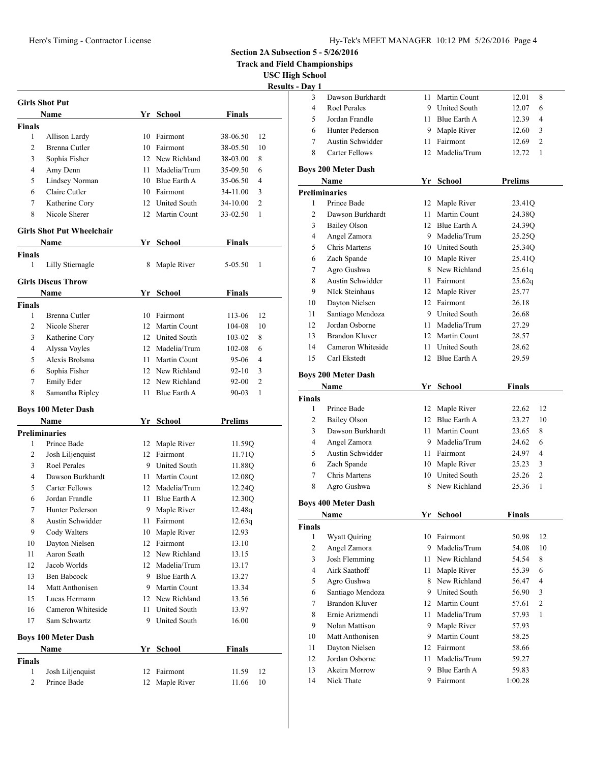**Section 2A Subsection 5 - 5/26/2016**

**Track and Field Championships**

**USC High School**

**Results - Day 1**

### Girls Shot Put

| | Name | Yr | School | Finals | |
|---|---|---|---|---|---|
| **Finals** | | | | | |
| 1 | Allison Lardy | 10 | Fairmont | 38-06.50 | 12 |
| 2 | Brenna Cutler | 10 | Fairmont | 38-05.50 | 10 |
| 3 | Sophia Fisher | 12 | New Richland | 38-03.00 | 8 |
| 4 | Amy Denn | 11 | Madelia/Trum | 35-09.50 | 6 |
| 5 | Lindsey Norman | 10 | Blue Earth A | 35-06.50 | 4 |
| 6 | Claire Cutler | 10 | Fairmont | 34-11.00 | 3 |
| 7 | Katherine Cory | 12 | United South | 34-10.00 | 2 |
| 8 | Nicole Sherer | 12 | Martin Count | 33-02.50 | 1 |

### Girls Shot Put Wheelchair

| | Name | Yr | School | Finals | |
|---|---|---|---|---|---|
| **Finals** | | | | | |
| 1 | Lilly Stiernagle | 8 | Maple River | 5-05.50 | 1 |

### Girls Discus Throw

| | Name | Yr | School | Finals | |
|---|---|---|---|---|---|
| **Finals** | | | | | |
| 1 | Brenna Cutler | 10 | Fairmont | 113-06 | 12 |
| 2 | Nicole Sherer | 12 | Martin Count | 104-08 | 10 |
| 3 | Katherine Cory | 12 | United South | 103-02 | 8 |
| 4 | Alyssa Voyles | 12 | Madelia/Trum | 102-08 | 6 |
| 5 | Alexis Brolsma | 11 | Martin Count | 95-06 | 4 |
| 6 | Sophia Fisher | 12 | New Richland | 92-10 | 3 |
| 7 | Emily Eder | 12 | New Richland | 92-00 | 2 |
| 8 | Samantha Ripley | 11 | Blue Earth A | 90-03 | 1 |

### Boys 100 Meter Dash

| | Name | Yr | School | Prelims |
|---|---|---|---|---|
| **Preliminaries** | | | | |
| 1 | Prince Bade | 12 | Maple River | 11.59Q |
| 2 | Josh Liljenquist | 12 | Fairmont | 11.71Q |
| 3 | Roel Perales | 9 | United South | 11.88Q |
| 4 | Dawson Burkhardt | 11 | Martin Count | 12.08Q |
| 5 | Carter Fellows | 12 | Madelia/Trum | 12.24Q |
| 6 | Jordan Frandle | 11 | Blue Earth A | 12.30Q |
| 7 | Hunter Pederson | 9 | Maple River | 12.48q |
| 8 | Austin Schwidder | 11 | Fairmont | 12.63q |
| 9 | Cody Walters | 10 | Maple River | 12.93 |
| 10 | Dayton Nielsen | 12 | Fairmont | 13.10 |
| 11 | Aaron Seath | 12 | New Richland | 13.15 |
| 12 | Jacob Worlds | 12 | Madelia/Trum | 13.17 |
| 13 | Ben Babcock | 9 | Blue Earth A | 13.27 |
| 14 | Matt Anthonisen | 9 | Martin Count | 13.34 |
| 15 | Lucas Hermann | 12 | New Richland | 13.56 |
| 16 | Cameron Whiteside | 11 | United South | 13.97 |
| 17 | Sam Schwartz | 9 | United South | 16.00 |

### Boys 100 Meter Dash

| | Name | Yr | School | Finals | |
|---|---|---|---|---|---|
| **Finals** | | | | | |
| 1 | Josh Liljenquist | 12 | Fairmont | 11.59 | 12 |
| 2 | Prince Bade | 12 | Maple River | 11.66 | 10 |
| 3 | Dawson Burkhardt | 11 | Martin Count | 12.01 | 8 |
| 4 | Roel Perales | 9 | United South | 12.07 | 6 |
| 5 | Jordan Frandle | 11 | Blue Earth A | 12.39 | 4 |
| 6 | Hunter Pederson | 9 | Maple River | 12.60 | 3 |
| 7 | Austin Schwidder | 11 | Fairmont | 12.69 | 2 |
| 8 | Carter Fellows | 12 | Madelia/Trum | 12.72 | 1 |

### Boys 200 Meter Dash

| | Name | Yr | School | Prelims |
|---|---|---|---|---|
| **Preliminaries** | | | | |
| 1 | Prince Bade | 12 | Maple River | 23.41Q |
| 2 | Dawson Burkhardt | 11 | Martin Count | 24.38Q |
| 3 | Bailey Olson | 12 | Blue Earth A | 24.39Q |
| 4 | Angel Zamora | 9 | Madelia/Trum | 25.25Q |
| 5 | Chris Martens | 10 | United South | 25.34Q |
| 6 | Zach Spande | 10 | Maple River | 25.41Q |
| 7 | Agro Gushwa | 8 | New Richland | 25.61q |
| 8 | Austin Schwidder | 11 | Fairmont | 25.62q |
| 9 | NIck Steinhaus | 12 | Maple River | 25.77 |
| 10 | Dayton Nielsen | 12 | Fairmont | 26.18 |
| 11 | Santiago Mendoza | 9 | United South | 26.68 |
| 12 | Jordan Osborne | 11 | Madelia/Trum | 27.29 |
| 13 | Brandon Kluver | 12 | Martin Count | 28.57 |
| 14 | Cameron Whiteside | 11 | United South | 28.62 |
| 15 | Carl Ekstedt | 12 | Blue Earth A | 29.59 |

### Boys 200 Meter Dash

| | Name | Yr | School | Finals | |
|---|---|---|---|---|---|
| **Finals** | | | | | |
| 1 | Prince Bade | 12 | Maple River | 22.62 | 12 |
| 2 | Bailey Olson | 12 | Blue Earth A | 23.27 | 10 |
| 3 | Dawson Burkhardt | 11 | Martin Count | 23.65 | 8 |
| 4 | Angel Zamora | 9 | Madelia/Trum | 24.62 | 6 |
| 5 | Austin Schwidder | 11 | Fairmont | 24.97 | 4 |
| 6 | Zach Spande | 10 | Maple River | 25.23 | 3 |
| 7 | Chris Martens | 10 | United South | 25.26 | 2 |
| 8 | Agro Gushwa | 8 | New Richland | 25.36 | 1 |

### Boys 400 Meter Dash

| | Name | Yr | School | Finals | |
|---|---|---|---|---|---|
| **Finals** | | | | | |
| 1 | Wyatt Quiring | 10 | Fairmont | 50.98 | 12 |
| 2 | Angel Zamora | 9 | Madelia/Trum | 54.08 | 10 |
| 3 | Josh Flemming | 11 | New Richland | 54.54 | 8 |
| 4 | Airk Saathoff | 11 | Maple River | 55.39 | 6 |
| 5 | Agro Gushwa | 8 | New Richland | 56.47 | 4 |
| 6 | Santiago Mendoza | 9 | United South | 56.90 | 3 |
| 7 | Brandon Kluver | 12 | Martin Count | 57.61 | 2 |
| 8 | Ernie Arizmendi | 11 | Madelia/Trum | 57.93 | 1 |
| 9 | Nolan Mattison | 9 | Maple River | 57.93 | |
| 10 | Matt Anthonisen | 9 | Martin Count | 58.25 | |
| 11 | Dayton Nielsen | 12 | Fairmont | 58.66 | |
| 12 | Jordan Osborne | 11 | Madelia/Trum | 59.27 | |
| 13 | Akeira Morrow | 9 | Blue Earth A | 59.83 | |
| 14 | Nick Thate | 9 | Fairmont | 1:00.28 | |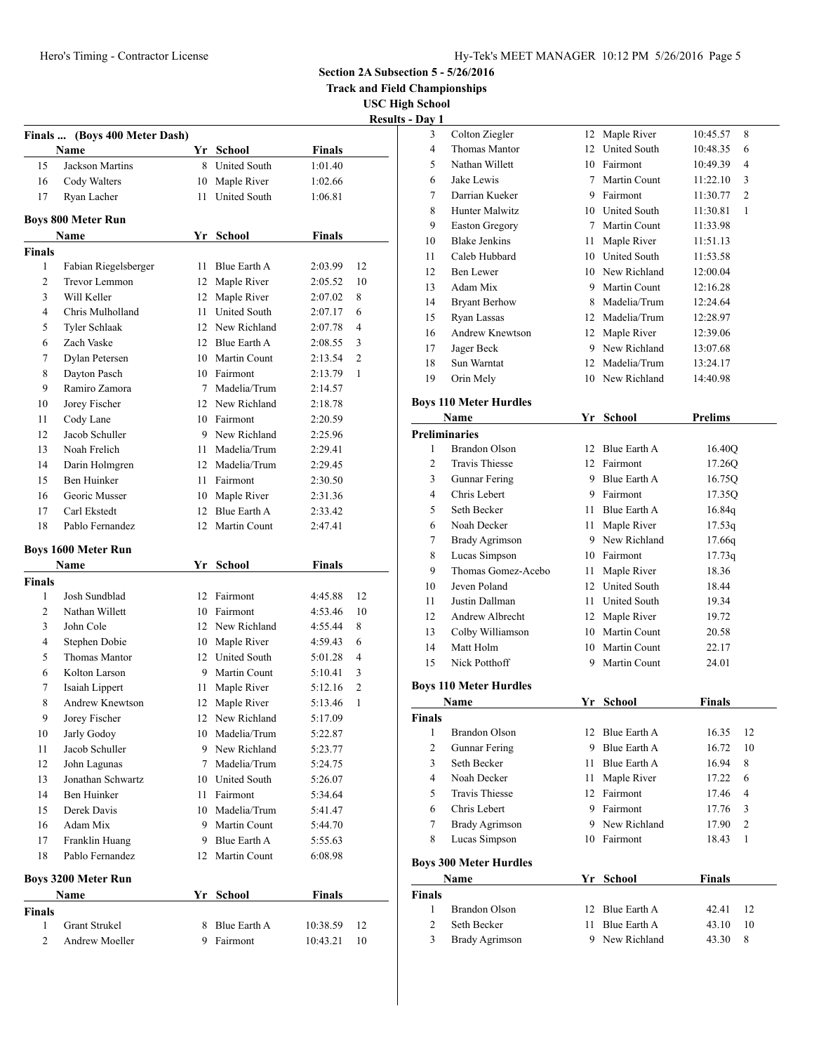## Section 2A Subsection 5 - 5/26/2016
### Track and Field Championships
### USC High School
### Results - Day 1

**Finals ... (Boys 400 Meter Dash)**

| | Name | Yr | School | Finals |
|---|---|---|---|---|
| 15 | Jackson Martins | 8 | United South | 1:01.40 |
| 16 | Cody Walters | 10 | Maple River | 1:02.66 |
| 17 | Ryan Lacher | 11 | United South | 1:06.81 |

**Boys 800 Meter Run**

| | Name | Yr | School | Finals | |
|---|---|---|---|---|---|
| **Finals** | | | | | |
| 1 | Fabian Riegelsberger | 11 | Blue Earth A | 2:03.99 | 12 |
| 2 | Trevor Lemmon | 12 | Maple River | 2:05.52 | 10 |
| 3 | Will Keller | 12 | Maple River | 2:07.02 | 8 |
| 4 | Chris Mulholland | 11 | United South | 2:07.17 | 6 |
| 5 | Tyler Schlaak | 12 | New Richland | 2:07.78 | 4 |
| 6 | Zach Vaske | 12 | Blue Earth A | 2:08.55 | 3 |
| 7 | Dylan Petersen | 10 | Martin Count | 2:13.54 | 2 |
| 8 | Dayton Pasch | 10 | Fairmont | 2:13.79 | 1 |
| 9 | Ramiro Zamora | 7 | Madelia/Trum | 2:14.57 | |
| 10 | Jorey Fischer | 12 | New Richland | 2:18.78 | |
| 11 | Cody Lane | 10 | Fairmont | 2:20.59 | |
| 12 | Jacob Schuller | 9 | New Richland | 2:25.96 | |
| 13 | Noah Frelich | 11 | Madelia/Trum | 2:29.41 | |
| 14 | Darin Holmgren | 12 | Madelia/Trum | 2:29.45 | |
| 15 | Ben Huinker | 11 | Fairmont | 2:30.50 | |
| 16 | Georic Musser | 10 | Maple River | 2:31.36 | |
| 17 | Carl Ekstedt | 12 | Blue Earth A | 2:33.42 | |
| 18 | Pablo Fernandez | 12 | Martin Count | 2:47.41 | |

**Boys 1600 Meter Run**

| | Name | Yr | School | Finals | |
|---|---|---|---|---|---|
| **Finals** | | | | | |
| 1 | Josh Sundblad | 12 | Fairmont | 4:45.88 | 12 |
| 2 | Nathan Willett | 10 | Fairmont | 4:53.46 | 10 |
| 3 | John Cole | 12 | New Richland | 4:55.44 | 8 |
| 4 | Stephen Dobie | 10 | Maple River | 4:59.43 | 6 |
| 5 | Thomas Mantor | 12 | United South | 5:01.28 | 4 |
| 6 | Kolton Larson | 9 | Martin Count | 5:10.41 | 3 |
| 7 | Isaiah Lippert | 11 | Maple River | 5:12.16 | 2 |
| 8 | Andrew Knewtson | 12 | Maple River | 5:13.46 | 1 |
| 9 | Jorey Fischer | 12 | New Richland | 5:17.09 | |
| 10 | Jarly Godoy | 10 | Madelia/Trum | 5:22.87 | |
| 11 | Jacob Schuller | 9 | New Richland | 5:23.77 | |
| 12 | John Lagunas | 7 | Madelia/Trum | 5:24.75 | |
| 13 | Jonathan Schwartz | 10 | United South | 5:26.07 | |
| 14 | Ben Huinker | 11 | Fairmont | 5:34.64 | |
| 15 | Derek Davis | 10 | Madelia/Trum | 5:41.47 | |
| 16 | Adam Mix | 9 | Martin Count | 5:44.70 | |
| 17 | Franklin Huang | 9 | Blue Earth A | 5:55.63 | |
| 18 | Pablo Fernandez | 12 | Martin Count | 6:08.98 | |

**Boys 3200 Meter Run**

| | Name | Yr | School | Finals | |
|---|---|---|---|---|---|
| **Finals** | | | | | |
| 1 | Grant Strukel | 8 | Blue Earth A | 10:38.59 | 12 |
| 2 | Andrew Moeller | 9 | Fairmont | 10:43.21 | 10 |
| 3 | Colton Ziegler | 12 | Maple River | 10:45.57 | 8 |
| 4 | Thomas Mantor | 12 | United South | 10:48.35 | 6 |
| 5 | Nathan Willett | 10 | Fairmont | 10:49.39 | 4 |
| 6 | Jake Lewis | 7 | Martin Count | 11:22.10 | 3 |
| 7 | Darrian Kueker | 9 | Fairmont | 11:30.77 | 2 |
| 8 | Hunter Malwitz | 10 | United South | 11:30.81 | 1 |
| 9 | Easton Gregory | 7 | Martin Count | 11:33.98 | |
| 10 | Blake Jenkins | 11 | Maple River | 11:51.13 | |
| 11 | Caleb Hubbard | 10 | United South | 11:53.58 | |
| 12 | Ben Lewer | 10 | New Richland | 12:00.04 | |
| 13 | Adam Mix | 9 | Martin Count | 12:16.28 | |
| 14 | Bryant Berhow | 8 | Madelia/Trum | 12:24.64 | |
| 15 | Ryan Lassas | 12 | Madelia/Trum | 12:28.97 | |
| 16 | Andrew Knewtson | 12 | Maple River | 12:39.06 | |
| 17 | Jager Beck | 9 | New Richland | 13:07.68 | |
| 18 | Sun Warntat | 12 | Madelia/Trum | 13:24.17 | |
| 19 | Orin Mely | 10 | New Richland | 14:40.98 | |

**Boys 110 Meter Hurdles**

| | Name | Yr | School | Prelims |
|---|---|---|---|---|
| **Preliminaries** | | | | |
| 1 | Brandon Olson | 12 | Blue Earth A | 16.40Q |
| 2 | Travis Thiesse | 12 | Fairmont | 17.26Q |
| 3 | Gunnar Fering | 9 | Blue Earth A | 16.75Q |
| 4 | Chris Lebert | 9 | Fairmont | 17.35Q |
| 5 | Seth Becker | 11 | Blue Earth A | 16.84q |
| 6 | Noah Decker | 11 | Maple River | 17.53q |
| 7 | Brady Agrimson | 9 | New Richland | 17.66q |
| 8 | Lucas Simpson | 10 | Fairmont | 17.73q |
| 9 | Thomas Gomez-Acebo | 11 | Maple River | 18.36 |
| 10 | Jeven Poland | 12 | United South | 18.44 |
| 11 | Justin Dallman | 11 | United South | 19.34 |
| 12 | Andrew Albrecht | 12 | Maple River | 19.72 |
| 13 | Colby Williamson | 10 | Martin Count | 20.58 |
| 14 | Matt Holm | 10 | Martin Count | 22.17 |
| 15 | Nick Potthoff | 9 | Martin Count | 24.01 |

**Boys 110 Meter Hurdles**

| | Name | Yr | School | Finals | |
|---|---|---|---|---|---|
| **Finals** | | | | | |
| 1 | Brandon Olson | 12 | Blue Earth A | 16.35 | 12 |
| 2 | Gunnar Fering | 9 | Blue Earth A | 16.72 | 10 |
| 3 | Seth Becker | 11 | Blue Earth A | 16.94 | 8 |
| 4 | Noah Decker | 11 | Maple River | 17.22 | 6 |
| 5 | Travis Thiesse | 12 | Fairmont | 17.46 | 4 |
| 6 | Chris Lebert | 9 | Fairmont | 17.76 | 3 |
| 7 | Brady Agrimson | 9 | New Richland | 17.90 | 2 |
| 8 | Lucas Simpson | 10 | Fairmont | 18.43 | 1 |

**Boys 300 Meter Hurdles**

| | Name | Yr | School | Finals | |
|---|---|---|---|---|---|
| **Finals** | | | | | |
| 1 | Brandon Olson | 12 | Blue Earth A | 42.41 | 12 |
| 2 | Seth Becker | 11 | Blue Earth A | 43.10 | 10 |
| 3 | Brady Agrimson | 9 | New Richland | 43.30 | 8 |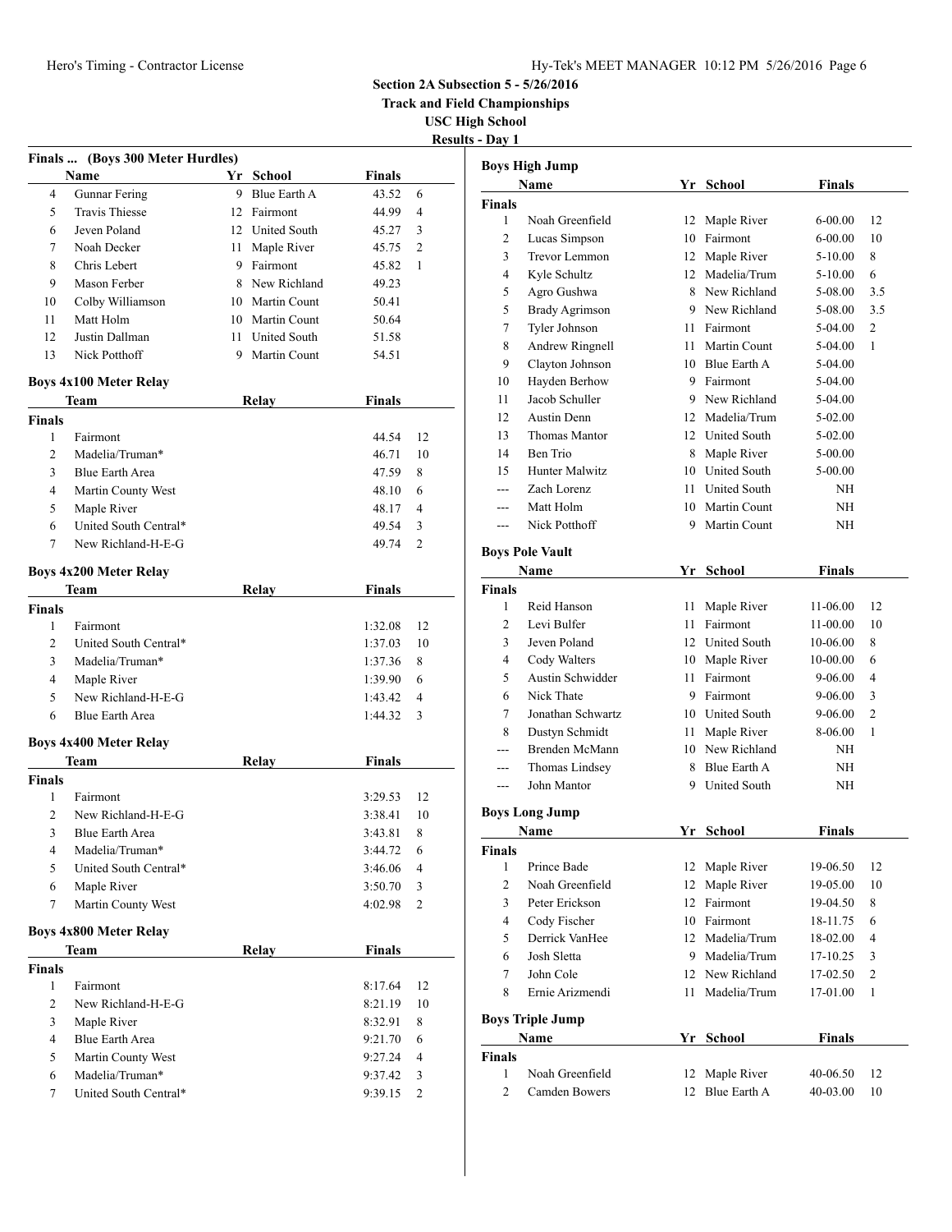**Section 2A Subsection 5 - 5/26/2016**

**Track and Field Championships**

**USC High School**

**Results - Day 1**

### Finals ... (Boys 300 Meter Hurdles)

| | Name | Yr | School | Finals | |
|---|---|---|---|---|---|
| 4 | Gunnar Fering | 9 | Blue Earth A | 43.52 | 6 |
| 5 | Travis Thiesse | 12 | Fairmont | 44.99 | 4 |
| 6 | Jeven Poland | 12 | United South | 45.27 | 3 |
| 7 | Noah Decker | 11 | Maple River | 45.75 | 2 |
| 8 | Chris Lebert | 9 | Fairmont | 45.82 | 1 |
| 9 | Mason Ferber | 8 | New Richland | 49.23 | |
| 10 | Colby Williamson | 10 | Martin Count | 50.41 | |
| 11 | Matt Holm | 10 | Martin Count | 50.64 | |
| 12 | Justin Dallman | 11 | United South | 51.58 | |
| 13 | Nick Potthoff | 9 | Martin Count | 54.51 | |

### Boys 4x100 Meter Relay

| | Team | Relay | Finals | |
|---|---|---|---|---|
| **Finals** | | | | |
| 1 | Fairmont | | 44.54 | 12 |
| 2 | Madelia/Truman* | | 46.71 | 10 |
| 3 | Blue Earth Area | | 47.59 | 8 |
| 4 | Martin County West | | 48.10 | 6 |
| 5 | Maple River | | 48.17 | 4 |
| 6 | United South Central* | | 49.54 | 3 |
| 7 | New Richland-H-E-G | | 49.74 | 2 |

### Boys 4x200 Meter Relay

| | Team | Relay | Finals | |
|---|---|---|---|---|
| **Finals** | | | | |
| 1 | Fairmont | | 1:32.08 | 12 |
| 2 | United South Central* | | 1:37.03 | 10 |
| 3 | Madelia/Truman* | | 1:37.36 | 8 |
| 4 | Maple River | | 1:39.90 | 6 |
| 5 | New Richland-H-E-G | | 1:43.42 | 4 |
| 6 | Blue Earth Area | | 1:44.32 | 3 |

### Boys 4x400 Meter Relay

| | Team | Relay | Finals | |
|---|---|---|---|---|
| **Finals** | | | | |
| 1 | Fairmont | | 3:29.53 | 12 |
| 2 | New Richland-H-E-G | | 3:38.41 | 10 |
| 3 | Blue Earth Area | | 3:43.81 | 8 |
| 4 | Madelia/Truman* | | 3:44.72 | 6 |
| 5 | United South Central* | | 3:46.06 | 4 |
| 6 | Maple River | | 3:50.70 | 3 |
| 7 | Martin County West | | 4:02.98 | 2 |

### Boys 4x800 Meter Relay

| | Team | Relay | Finals | |
|---|---|---|---|---|
| **Finals** | | | | |
| 1 | Fairmont | | 8:17.64 | 12 |
| 2 | New Richland-H-E-G | | 8:21.19 | 10 |
| 3 | Maple River | | 8:32.91 | 8 |
| 4 | Blue Earth Area | | 9:21.70 | 6 |
| 5 | Martin County West | | 9:27.24 | 4 |
| 6 | Madelia/Truman* | | 9:37.42 | 3 |
| 7 | United South Central* | | 9:39.15 | 2 |

### Boys High Jump

| | Name | Yr | School | Finals | |
|---|---|---|---|---|---|
| **Finals** | | | | | |
| 1 | Noah Greenfield | 12 | Maple River | 6-00.00 | 12 |
| 2 | Lucas Simpson | 10 | Fairmont | 6-00.00 | 10 |
| 3 | Trevor Lemmon | 12 | Maple River | 5-10.00 | 8 |
| 4 | Kyle Schultz | 12 | Madelia/Trum | 5-10.00 | 6 |
| 5 | Agro Gushwa | 8 | New Richland | 5-08.00 | 3.5 |
| 5 | Brady Agrimson | 9 | New Richland | 5-08.00 | 3.5 |
| 7 | Tyler Johnson | 11 | Fairmont | 5-04.00 | 2 |
| 8 | Andrew Ringnell | 11 | Martin Count | 5-04.00 | 1 |
| 9 | Clayton Johnson | 10 | Blue Earth A | 5-04.00 | |
| 10 | Hayden Berhow | 9 | Fairmont | 5-04.00 | |
| 11 | Jacob Schuller | 9 | New Richland | 5-04.00 | |
| 12 | Austin Denn | 12 | Madelia/Trum | 5-02.00 | |
| 13 | Thomas Mantor | 12 | United South | 5-02.00 | |
| 14 | Ben Trio | 8 | Maple River | 5-00.00 | |
| 15 | Hunter Malwitz | 10 | United South | 5-00.00 | |
| --- | Zach Lorenz | 11 | United South | NH | |
| --- | Matt Holm | 10 | Martin Count | NH | |
| --- | Nick Potthoff | 9 | Martin Count | NH | |

### Boys Pole Vault

| | Name | Yr | School | Finals | |
|---|---|---|---|---|---|
| **Finals** | | | | | |
| 1 | Reid Hanson | 11 | Maple River | 11-06.00 | 12 |
| 2 | Levi Bulfer | 11 | Fairmont | 11-00.00 | 10 |
| 3 | Jeven Poland | 12 | United South | 10-06.00 | 8 |
| 4 | Cody Walters | 10 | Maple River | 10-00.00 | 6 |
| 5 | Austin Schwidder | 11 | Fairmont | 9-06.00 | 4 |
| 6 | Nick Thate | 9 | Fairmont | 9-06.00 | 3 |
| 7 | Jonathan Schwartz | 10 | United South | 9-06.00 | 2 |
| 8 | Dustyn Schmidt | 11 | Maple River | 8-06.00 | 1 |
| --- | Brenden McMann | 10 | New Richland | NH | |
| --- | Thomas Lindsey | 8 | Blue Earth A | NH | |
| --- | John Mantor | 9 | United South | NH | |

### Boys Long Jump

| | Name | Yr | School | Finals | |
|---|---|---|---|---|---|
| **Finals** | | | | | |
| 1 | Prince Bade | 12 | Maple River | 19-06.50 | 12 |
| 2 | Noah Greenfield | 12 | Maple River | 19-05.00 | 10 |
| 3 | Peter Erickson | 12 | Fairmont | 19-04.50 | 8 |
| 4 | Cody Fischer | 10 | Fairmont | 18-11.75 | 6 |
| 5 | Derrick VanHee | 12 | Madelia/Trum | 18-02.00 | 4 |
| 6 | Josh Sletta | 9 | Madelia/Trum | 17-10.25 | 3 |
| 7 | John Cole | 12 | New Richland | 17-02.50 | 2 |
| 8 | Ernie Arizmendi | 11 | Madelia/Trum | 17-01.00 | 1 |

### Boys Triple Jump

| | Name | Yr | School | Finals | |
|---|---|---|---|---|---|
| **Finals** | | | | | |
| 1 | Noah Greenfield | 12 | Maple River | 40-06.50 | 12 |
| 2 | Camden Bowers | 12 | Blue Earth A | 40-03.00 | 10 |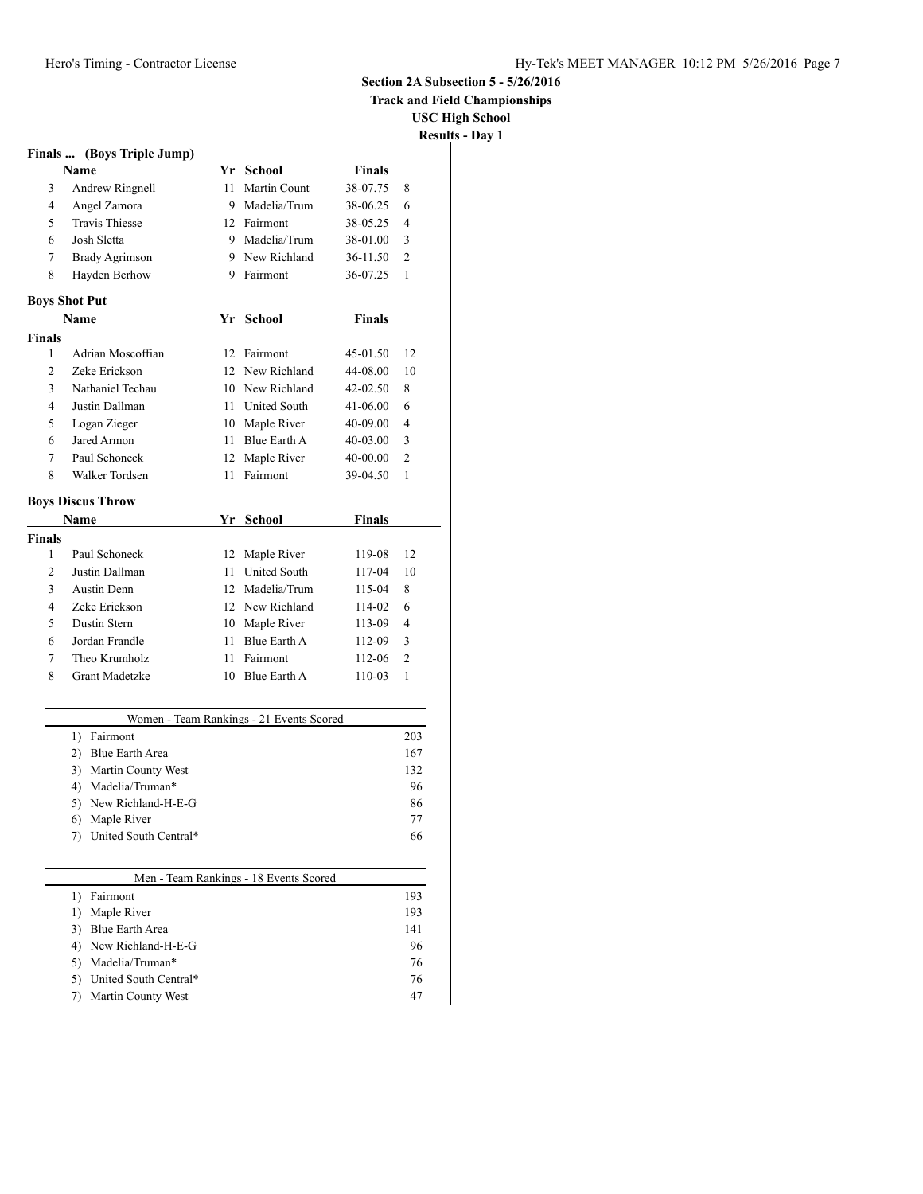## Finals ... (Boys Triple Jump)

| | Name | Yr | School | Finals | |
|---|---|---|---|---|---|
| 3 | Andrew Ringnell | 11 | Martin Count | 38-07.75 | 8 |
| 4 | Angel Zamora | 9 | Madelia/Trum | 38-06.25 | 6 |
| 5 | Travis Thiesse | 12 | Fairmont | 38-05.25 | 4 |
| 6 | Josh Sletta | 9 | Madelia/Trum | 38-01.00 | 3 |
| 7 | Brady Agrimson | 9 | New Richland | 36-11.50 | 2 |
| 8 | Hayden Berhow | 9 | Fairmont | 36-07.25 | 1 |

## Boys Shot Put

**Finals**

| | Name | Yr | School | Finals | |
|---|---|---|---|---|---|
| 1 | Adrian Moscoffian | 12 | Fairmont | 45-01.50 | 12 |
| 2 | Zeke Erickson | 12 | New Richland | 44-08.00 | 10 |
| 3 | Nathaniel Techau | 10 | New Richland | 42-02.50 | 8 |
| 4 | Justin Dallman | 11 | United South | 41-06.00 | 6 |
| 5 | Logan Zieger | 10 | Maple River | 40-09.00 | 4 |
| 6 | Jared Armon | 11 | Blue Earth A | 40-03.00 | 3 |
| 7 | Paul Schoneck | 12 | Maple River | 40-00.00 | 2 |
| 8 | Walker Tordsen | 11 | Fairmont | 39-04.50 | 1 |

## Boys Discus Throw

**Finals**

| | Name | Yr | School | Finals | |
|---|---|---|---|---|---|
| 1 | Paul Schoneck | 12 | Maple River | 119-08 | 12 |
| 2 | Justin Dallman | 11 | United South | 117-04 | 10 |
| 3 | Austin Denn | 12 | Madelia/Trum | 115-04 | 8 |
| 4 | Zeke Erickson | 12 | New Richland | 114-02 | 6 |
| 5 | Dustin Stern | 10 | Maple River | 113-09 | 4 |
| 6 | Jordan Frandle | 11 | Blue Earth A | 112-09 | 3 |
| 7 | Theo Krumholz | 11 | Fairmont | 112-06 | 2 |
| 8 | Grant Madetzke | 10 | Blue Earth A | 110-03 | 1 |

## Women - Team Rankings - 21 Events Scored

| | | |
|---|---|---|
| 1) | Fairmont | 203 |
| 2) | Blue Earth Area | 167 |
| 3) | Martin County West | 132 |
| 4) | Madelia/Truman* | 96 |
| 5) | New Richland-H-E-G | 86 |
| 6) | Maple River | 77 |
| 7) | United South Central* | 66 |

## Men - Team Rankings - 18 Events Scored

| | | |
|---|---|---|
| 1) | Fairmont | 193 |
| 1) | Maple River | 193 |
| 3) | Blue Earth Area | 141 |
| 4) | New Richland-H-E-G | 96 |
| 5) | Madelia/Truman* | 76 |
| 5) | United South Central* | 76 |
| 7) | Martin County West | 47 |